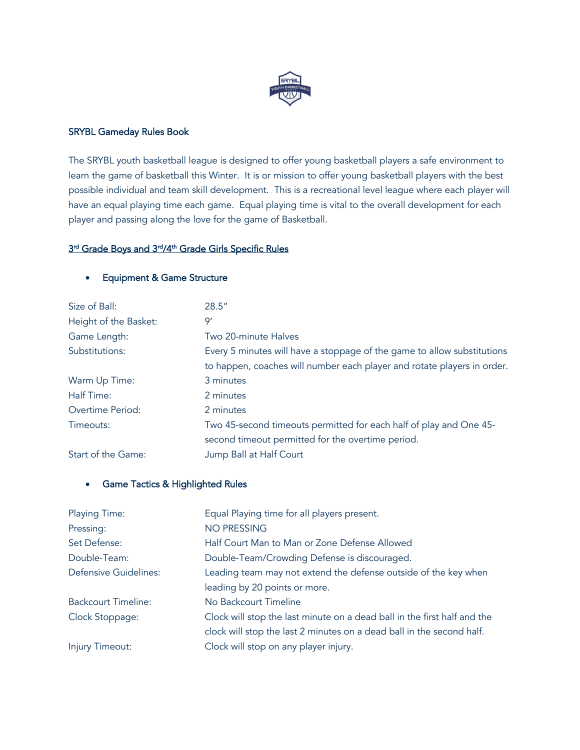# SRYBL Gameday Rules Book

The SRYBL youth basketball league is designed to offer young basketball players a safe environment to learn the game of basketball this Winter. It is or mission to offer young basketball players with the best possible individual and team skill development. This is a recreational level league where each player will have an equal playing time each game. Equal playing time is vital to the overall development for each player and passing along the love for the game of Basketball.

## 3rd Grade Boys and 3rd/4th Grade Girls Specific Rules

- ### Equipment & Game Structure

| | |
|---|---|
| Size of Ball: | 28.5" |
| Height of the Basket: | 9' |
| Game Length: | Two 20-minute Halves |
| Substitutions: | Every 5 minutes will have a stoppage of the game to allow substitutions to happen, coaches will number each player and rotate players in order. |
| Warm Up Time: | 3 minutes |
| Half Time: | 2 minutes |
| Overtime Period: | 2 minutes |
| Timeouts: | Two 45-second timeouts permitted for each half of play and One 45-second timeout permitted for the overtime period. |
| Start of the Game: | Jump Ball at Half Court |

- ### Game Tactics & Highlighted Rules

| | |
|---|---|
| Playing Time: | Equal Playing time for all players present. |
| Pressing: | NO PRESSING |
| Set Defense: | Half Court Man to Man or Zone Defense Allowed |
| Double-Team: | Double-Team/Crowding Defense is discouraged. |
| Defensive Guidelines: | Leading team may not extend the defense outside of the key when leading by 20 points or more. |
| Backcourt Timeline: | No Backcourt Timeline |
| Clock Stoppage: | Clock will stop the last minute on a dead ball in the first half and the clock will stop the last 2 minutes on a dead ball in the second half. |
| Injury Timeout: | Clock will stop on any player injury. |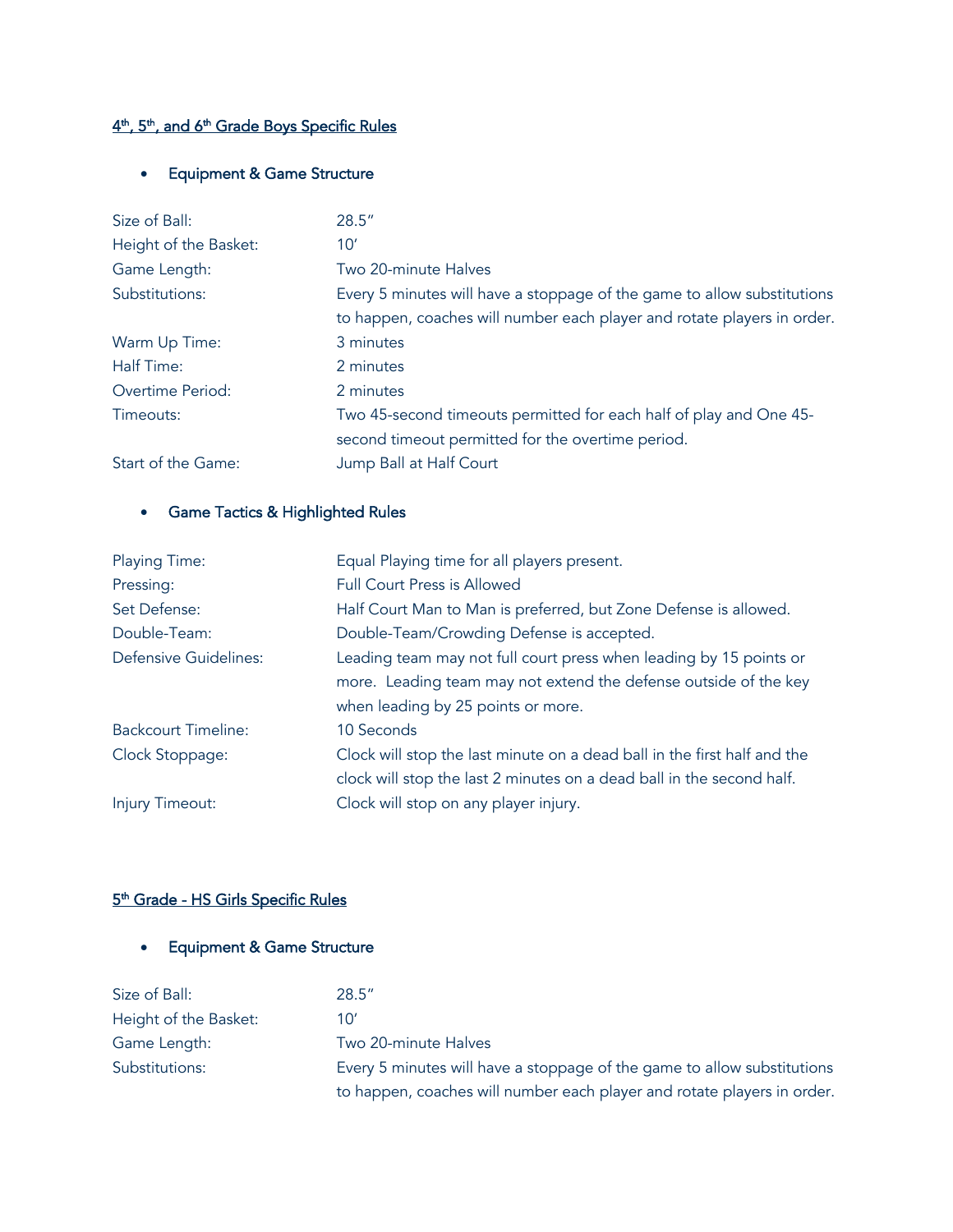## 4th, 5th, and 6th Grade Boys Specific Rules

- **Equipment & Game Structure**

| | |
|---|---|
| Size of Ball: | 28.5″ |
| Height of the Basket: | 10′ |
| Game Length: | Two 20-minute Halves |
| Substitutions: | Every 5 minutes will have a stoppage of the game to allow substitutions to happen, coaches will number each player and rotate players in order. |
| Warm Up Time: | 3 minutes |
| Half Time: | 2 minutes |
| Overtime Period: | 2 minutes |
| Timeouts: | Two 45-second timeouts permitted for each half of play and One 45-second timeout permitted for the overtime period. |
| Start of the Game: | Jump Ball at Half Court |

- **Game Tactics & Highlighted Rules**

| | |
|---|---|
| Playing Time: | Equal Playing time for all players present. |
| Pressing: | Full Court Press is Allowed |
| Set Defense: | Half Court Man to Man is preferred, but Zone Defense is allowed. |
| Double-Team: | Double-Team/Crowding Defense is accepted. |
| Defensive Guidelines: | Leading team may not full court press when leading by 15 points or more. Leading team may not extend the defense outside of the key when leading by 25 points or more. |
| Backcourt Timeline: | 10 Seconds |
| Clock Stoppage: | Clock will stop the last minute on a dead ball in the first half and the clock will stop the last 2 minutes on a dead ball in the second half. |
| Injury Timeout: | Clock will stop on any player injury. |

## 5th Grade - HS Girls Specific Rules

- **Equipment & Game Structure**

| | |
|---|---|
| Size of Ball: | 28.5″ |
| Height of the Basket: | 10′ |
| Game Length: | Two 20-minute Halves |
| Substitutions: | Every 5 minutes will have a stoppage of the game to allow substitutions to happen, coaches will number each player and rotate players in order. |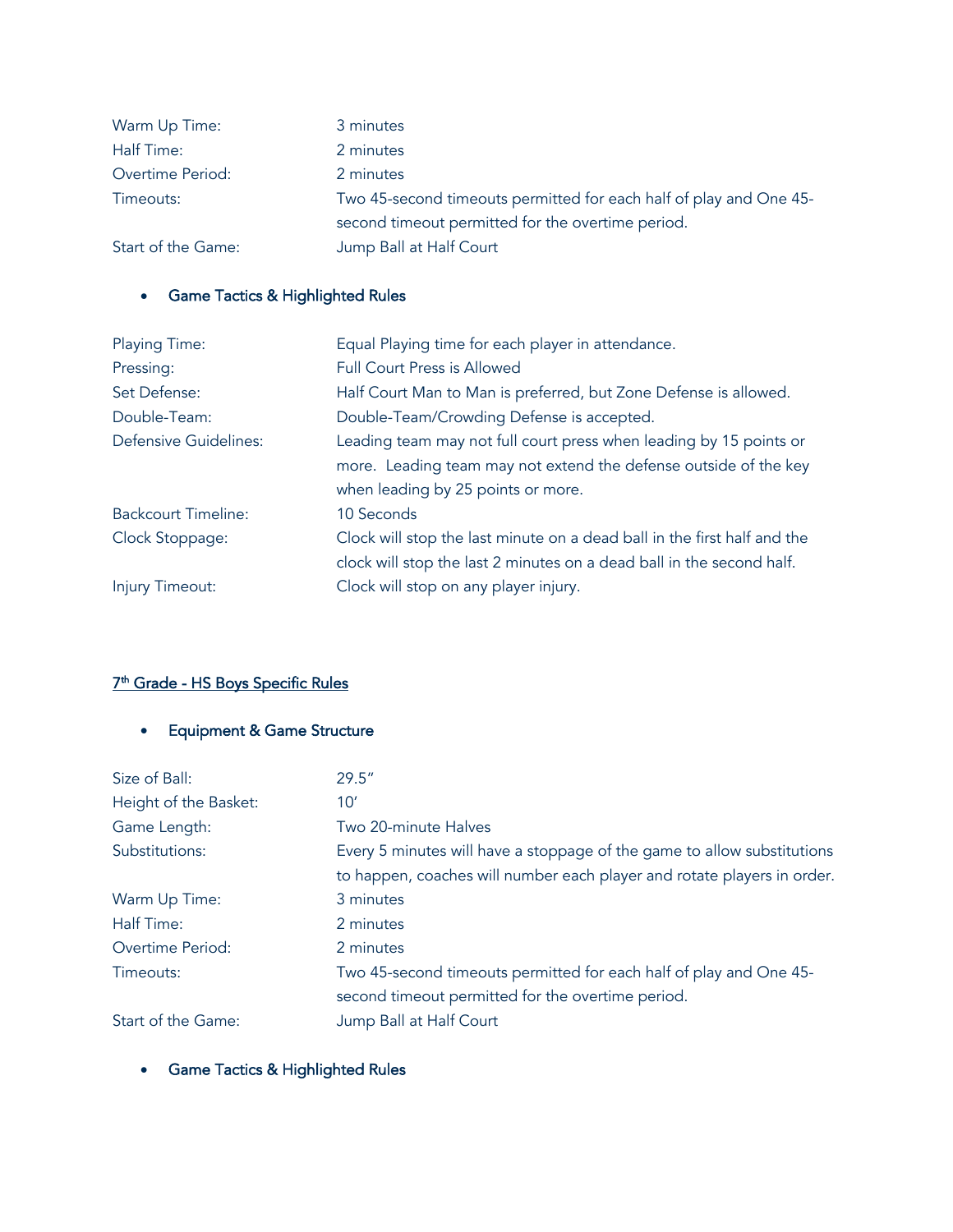| | |
|---|---|
| Warm Up Time: | 3 minutes |
| Half Time: | 2 minutes |
| Overtime Period: | 2 minutes |
| Timeouts: | Two 45-second timeouts permitted for each half of play and One 45-second timeout permitted for the overtime period. |
| Start of the Game: | Jump Ball at Half Court |

- **Game Tactics & Highlighted Rules**

| | |
|---|---|
| Playing Time: | Equal Playing time for each player in attendance. |
| Pressing: | Full Court Press is Allowed |
| Set Defense: | Half Court Man to Man is preferred, but Zone Defense is allowed. |
| Double-Team: | Double-Team/Crowding Defense is accepted. |
| Defensive Guidelines: | Leading team may not full court press when leading by 15 points or more. Leading team may not extend the defense outside of the key when leading by 25 points or more. |
| Backcourt Timeline: | 10 Seconds |
| Clock Stoppage: | Clock will stop the last minute on a dead ball in the first half and the clock will stop the last 2 minutes on a dead ball in the second half. |
| Injury Timeout: | Clock will stop on any player injury. |

## 7th Grade - HS Boys Specific Rules

- **Equipment & Game Structure**

| | |
|---|---|
| Size of Ball: | 29.5" |
| Height of the Basket: | 10' |
| Game Length: | Two 20-minute Halves |
| Substitutions: | Every 5 minutes will have a stoppage of the game to allow substitutions to happen, coaches will number each player and rotate players in order. |
| Warm Up Time: | 3 minutes |
| Half Time: | 2 minutes |
| Overtime Period: | 2 minutes |
| Timeouts: | Two 45-second timeouts permitted for each half of play and One 45-second timeout permitted for the overtime period. |
| Start of the Game: | Jump Ball at Half Court |

- **Game Tactics & Highlighted Rules**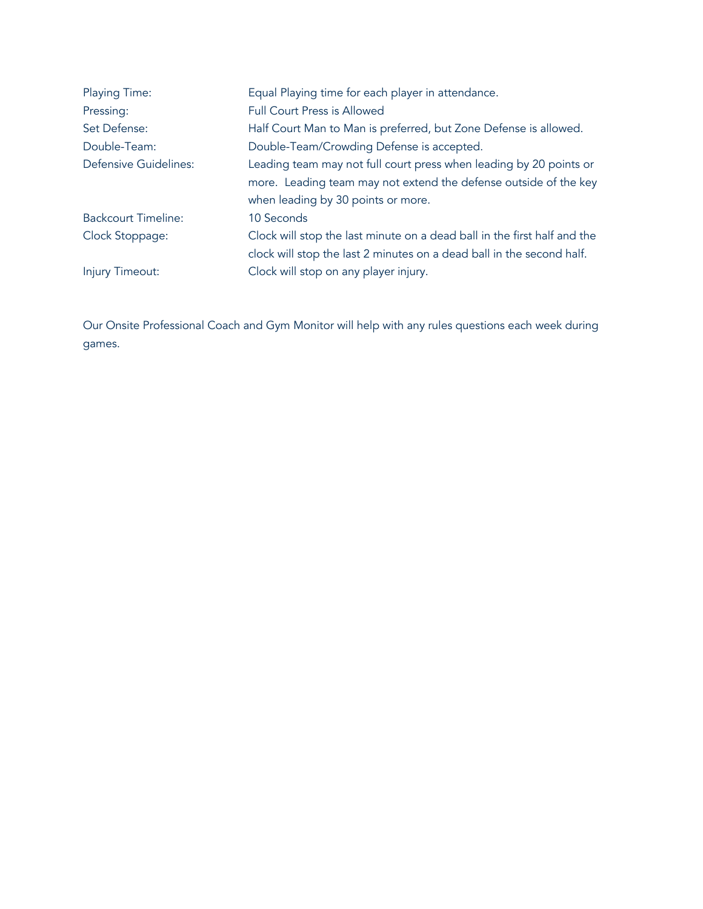| | |
|---|---|
| Playing Time: | Equal Playing time for each player in attendance. |
| Pressing: | Full Court Press is Allowed |
| Set Defense: | Half Court Man to Man is preferred, but Zone Defense is allowed. |
| Double-Team: | Double-Team/Crowding Defense is accepted. |
| Defensive Guidelines: | Leading team may not full court press when leading by 20 points or more. Leading team may not extend the defense outside of the key when leading by 30 points or more. |
| Backcourt Timeline: | 10 Seconds |
| Clock Stoppage: | Clock will stop the last minute on a dead ball in the first half and the clock will stop the last 2 minutes on a dead ball in the second half. |
| Injury Timeout: | Clock will stop on any player injury. |

Our Onsite Professional Coach and Gym Monitor will help with any rules questions each week during games.